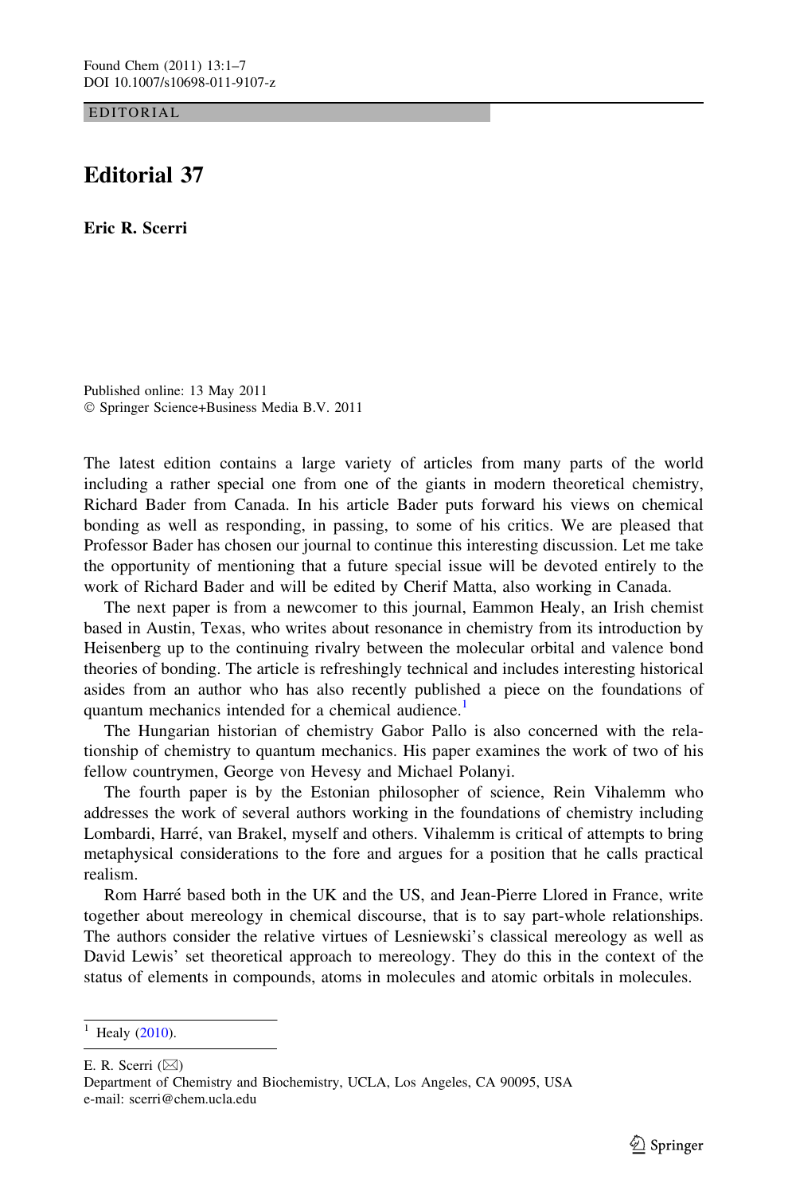EDITORIAL

# Editorial 37

**Eric R. Scerri**

Published online: 13 May 2011
© Springer Science+Business Media B.V. 2011

The latest edition contains a large variety of articles from many parts of the world including a rather special one from one of the giants in modern theoretical chemistry, Richard Bader from Canada. In his article Bader puts forward his views on chemical bonding as well as responding, in passing, to some of his critics. We are pleased that Professor Bader has chosen our journal to continue this interesting discussion. Let me take the opportunity of mentioning that a future special issue will be devoted entirely to the work of Richard Bader and will be edited by Cherif Matta, also working in Canada.

The next paper is from a newcomer to this journal, Eammon Healy, an Irish chemist based in Austin, Texas, who writes about resonance in chemistry from its introduction by Heisenberg up to the continuing rivalry between the molecular orbital and valence bond theories of bonding. The article is refreshingly technical and includes interesting historical asides from an author who has also recently published a piece on the foundations of quantum mechanics intended for a chemical audience.[1]

The Hungarian historian of chemistry Gabor Pallo is also concerned with the relationship of chemistry to quantum mechanics. His paper examines the work of two of his fellow countrymen, George von Hevesy and Michael Polanyi.

The fourth paper is by the Estonian philosopher of science, Rein Vihalemm who addresses the work of several authors working in the foundations of chemistry including Lombardi, Harré, van Brakel, myself and others. Vihalemm is critical of attempts to bring metaphysical considerations to the fore and argues for a position that he calls practical realism.

Rom Harré based both in the UK and the US, and Jean-Pierre Llored in France, write together about mereology in chemical discourse, that is to say part-whole relationships. The authors consider the relative virtues of Lesniewski's classical mereology as well as David Lewis' set theoretical approach to mereology. They do this in the context of the status of elements in compounds, atoms in molecules and atomic orbitals in molecules.

---

[1] Healy (2010).

E. R. Scerri (✉)
Department of Chemistry and Biochemistry, UCLA, Los Angeles, CA 90095, USA
e-mail: scerri@chem.ucla.edu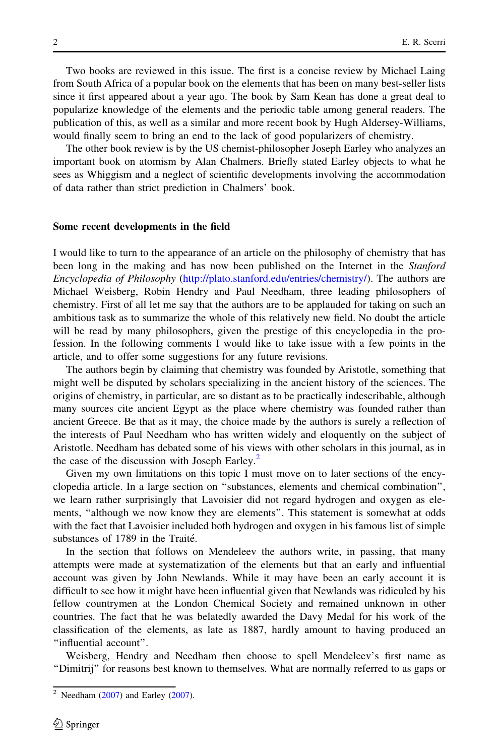Two books are reviewed in this issue. The first is a concise review by Michael Laing from South Africa of a popular book on the elements that has been on many best-seller lists since it first appeared about a year ago. The book by Sam Kean has done a great deal to popularize knowledge of the elements and the periodic table among general readers. The publication of this, as well as a similar and more recent book by Hugh Aldersey-Williams, would finally seem to bring an end to the lack of good popularizers of chemistry.

The other book review is by the US chemist-philosopher Joseph Earley who analyzes an important book on atomism by Alan Chalmers. Briefly stated Earley objects to what he sees as Whiggism and a neglect of scientific developments involving the accommodation of data rather than strict prediction in Chalmers' book.

## Some recent developments in the field

I would like to turn to the appearance of an article on the philosophy of chemistry that has been long in the making and has now been published on the Internet in the *Stanford Encyclopedia of Philosophy* (http://plato.stanford.edu/entries/chemistry/). The authors are Michael Weisberg, Robin Hendry and Paul Needham, three leading philosophers of chemistry. First of all let me say that the authors are to be applauded for taking on such an ambitious task as to summarize the whole of this relatively new field. No doubt the article will be read by many philosophers, given the prestige of this encyclopedia in the profession. In the following comments I would like to take issue with a few points in the article, and to offer some suggestions for any future revisions.

The authors begin by claiming that chemistry was founded by Aristotle, something that might well be disputed by scholars specializing in the ancient history of the sciences. The origins of chemistry, in particular, are so distant as to be practically indescribable, although many sources cite ancient Egypt as the place where chemistry was founded rather than ancient Greece. Be that as it may, the choice made by the authors is surely a reflection of the interests of Paul Needham who has written widely and eloquently on the subject of Aristotle. Needham has debated some of his views with other scholars in this journal, as in the case of the discussion with Joseph Earley.[2]

Given my own limitations on this topic I must move on to later sections of the encyclopedia article. In a large section on "substances, elements and chemical combination", we learn rather surprisingly that Lavoisier did not regard hydrogen and oxygen as elements, "although we now know they are elements". This statement is somewhat at odds with the fact that Lavoisier included both hydrogen and oxygen in his famous list of simple substances of 1789 in the Traité.

In the section that follows on Mendeleev the authors write, in passing, that many attempts were made at systematization of the elements but that an early and influential account was given by John Newlands. While it may have been an early account it is difficult to see how it might have been influential given that Newlands was ridiculed by his fellow countrymen at the London Chemical Society and remained unknown in other countries. The fact that he was belatedly awarded the Davy Medal for his work of the classification of the elements, as late as 1887, hardly amount to having produced an "influential account".

Weisberg, Hendry and Needham then choose to spell Mendeleev's first name as "Dimitrij" for reasons best known to themselves. What are normally referred to as gaps or

---

[2] Needham (2007) and Earley (2007).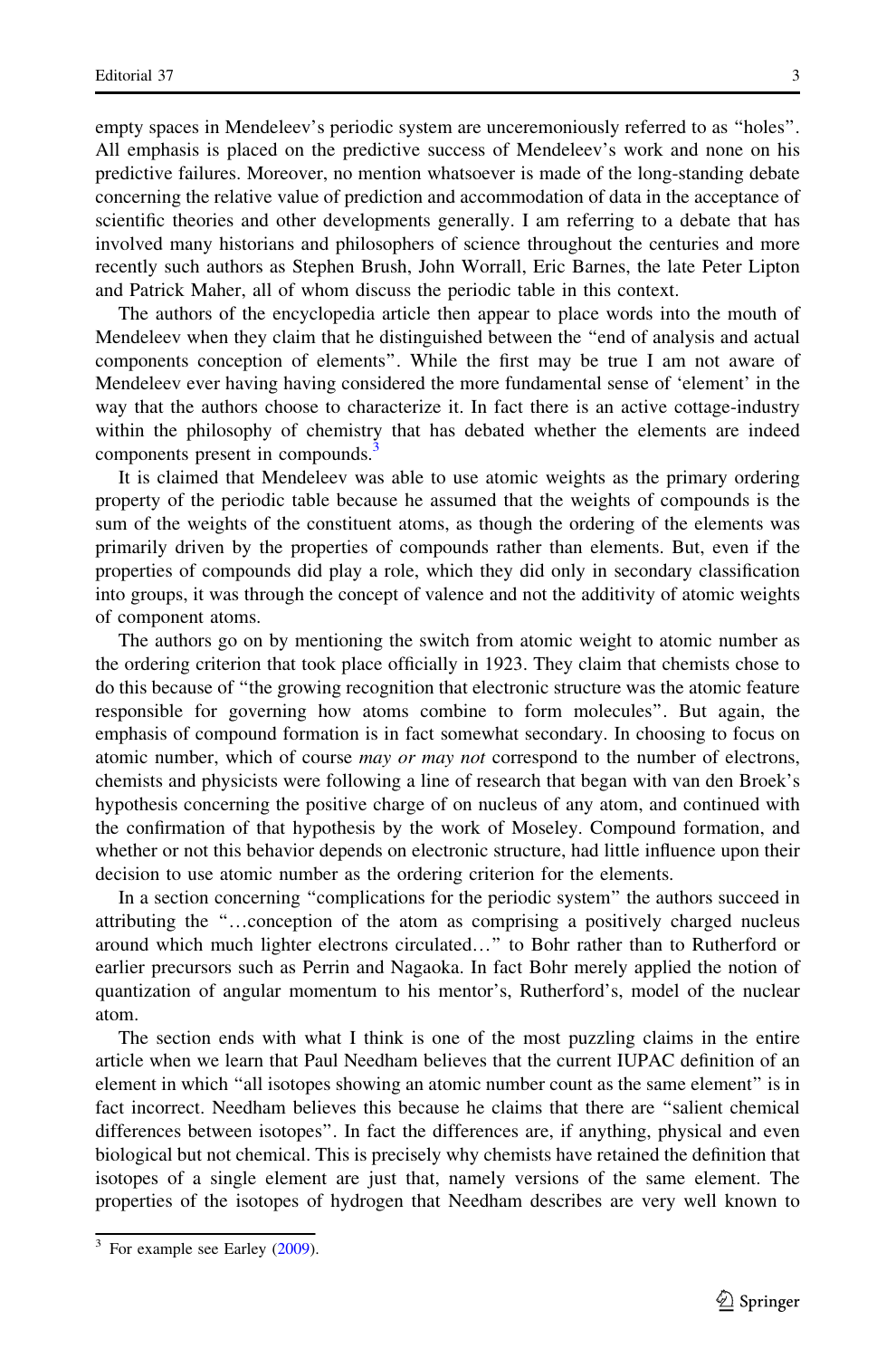empty spaces in Mendeleev's periodic system are unceremoniously referred to as "holes". All emphasis is placed on the predictive success of Mendeleev's work and none on his predictive failures. Moreover, no mention whatsoever is made of the long-standing debate concerning the relative value of prediction and accommodation of data in the acceptance of scientific theories and other developments generally. I am referring to a debate that has involved many historians and philosophers of science throughout the centuries and more recently such authors as Stephen Brush, John Worrall, Eric Barnes, the late Peter Lipton and Patrick Maher, all of whom discuss the periodic table in this context.

The authors of the encyclopedia article then appear to place words into the mouth of Mendeleev when they claim that he distinguished between the "end of analysis and actual components conception of elements". While the first may be true I am not aware of Mendeleev ever having having considered the more fundamental sense of 'element' in the way that the authors choose to characterize it. In fact there is an active cottage-industry within the philosophy of chemistry that has debated whether the elements are indeed components present in compounds.[3]

It is claimed that Mendeleev was able to use atomic weights as the primary ordering property of the periodic table because he assumed that the weights of compounds is the sum of the weights of the constituent atoms, as though the ordering of the elements was primarily driven by the properties of compounds rather than elements. But, even if the properties of compounds did play a role, which they did only in secondary classification into groups, it was through the concept of valence and not the additivity of atomic weights of component atoms.

The authors go on by mentioning the switch from atomic weight to atomic number as the ordering criterion that took place officially in 1923. They claim that chemists chose to do this because of "the growing recognition that electronic structure was the atomic feature responsible for governing how atoms combine to form molecules". But again, the emphasis of compound formation is in fact somewhat secondary. In choosing to focus on atomic number, which of course *may or may not* correspond to the number of electrons, chemists and physicists were following a line of research that began with van den Broek's hypothesis concerning the positive charge of on nucleus of any atom, and continued with the confirmation of that hypothesis by the work of Moseley. Compound formation, and whether or not this behavior depends on electronic structure, had little influence upon their decision to use atomic number as the ordering criterion for the elements.

In a section concerning "complications for the periodic system" the authors succeed in attributing the "…conception of the atom as comprising a positively charged nucleus around which much lighter electrons circulated…" to Bohr rather than to Rutherford or earlier precursors such as Perrin and Nagaoka. In fact Bohr merely applied the notion of quantization of angular momentum to his mentor's, Rutherford's, model of the nuclear atom.

The section ends with what I think is one of the most puzzling claims in the entire article when we learn that Paul Needham believes that the current IUPAC definition of an element in which "all isotopes showing an atomic number count as the same element" is in fact incorrect. Needham believes this because he claims that there are "salient chemical differences between isotopes". In fact the differences are, if anything, physical and even biological but not chemical. This is precisely why chemists have retained the definition that isotopes of a single element are just that, namely versions of the same element. The properties of the isotopes of hydrogen that Needham describes are very well known to

---

[3] For example see Earley (2009).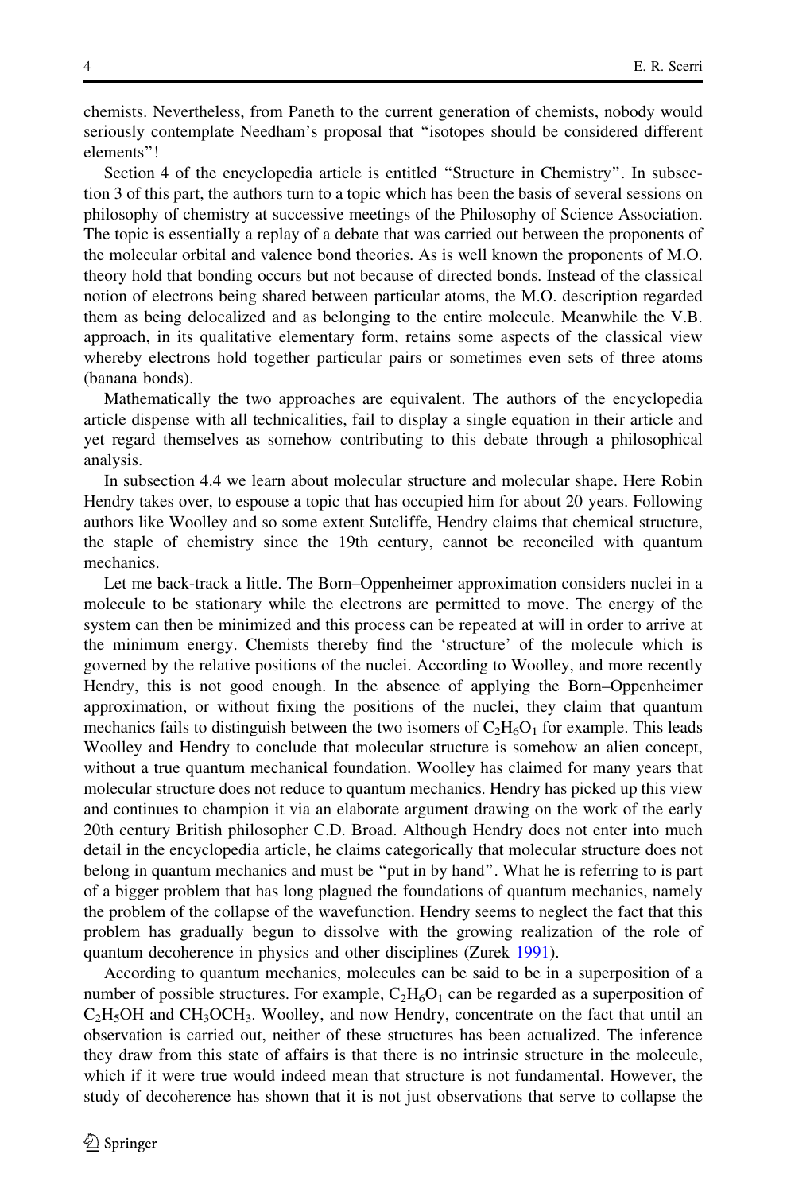chemists. Nevertheless, from Paneth to the current generation of chemists, nobody would seriously contemplate Needham's proposal that "isotopes should be considered different elements"!

Section 4 of the encyclopedia article is entitled "Structure in Chemistry". In subsection 3 of this part, the authors turn to a topic which has been the basis of several sessions on philosophy of chemistry at successive meetings of the Philosophy of Science Association. The topic is essentially a replay of a debate that was carried out between the proponents of the molecular orbital and valence bond theories. As is well known the proponents of M.O. theory hold that bonding occurs but not because of directed bonds. Instead of the classical notion of electrons being shared between particular atoms, the M.O. description regarded them as being delocalized and as belonging to the entire molecule. Meanwhile the V.B. approach, in its qualitative elementary form, retains some aspects of the classical view whereby electrons hold together particular pairs or sometimes even sets of three atoms (banana bonds).

Mathematically the two approaches are equivalent. The authors of the encyclopedia article dispense with all technicalities, fail to display a single equation in their article and yet regard themselves as somehow contributing to this debate through a philosophical analysis.

In subsection 4.4 we learn about molecular structure and molecular shape. Here Robin Hendry takes over, to espouse a topic that has occupied him for about 20 years. Following authors like Woolley and so some extent Sutcliffe, Hendry claims that chemical structure, the staple of chemistry since the 19th century, cannot be reconciled with quantum mechanics.

Let me back-track a little. The Born–Oppenheimer approximation considers nuclei in a molecule to be stationary while the electrons are permitted to move. The energy of the system can then be minimized and this process can be repeated at will in order to arrive at the minimum energy. Chemists thereby find the 'structure' of the molecule which is governed by the relative positions of the nuclei. According to Woolley, and more recently Hendry, this is not good enough. In the absence of applying the Born–Oppenheimer approximation, or without fixing the positions of the nuclei, they claim that quantum mechanics fails to distinguish between the two isomers of $C_2H_6O_1$ for example. This leads Woolley and Hendry to conclude that molecular structure is somehow an alien concept, without a true quantum mechanical foundation. Woolley has claimed for many years that molecular structure does not reduce to quantum mechanics. Hendry has picked up this view and continues to champion it via an elaborate argument drawing on the work of the early 20th century British philosopher C.D. Broad. Although Hendry does not enter into much detail in the encyclopedia article, he claims categorically that molecular structure does not belong in quantum mechanics and must be "put in by hand". What he is referring to is part of a bigger problem that has long plagued the foundations of quantum mechanics, namely the problem of the collapse of the wavefunction. Hendry seems to neglect the fact that this problem has gradually begun to dissolve with the growing realization of the role of quantum decoherence in physics and other disciplines (Zurek 1991).

According to quantum mechanics, molecules can be said to be in a superposition of a number of possible structures. For example, $C_2H_6O_1$ can be regarded as a superposition of $C_2H_5OH$ and $CH_3OCH_3$. Woolley, and now Hendry, concentrate on the fact that until an observation is carried out, neither of these structures has been actualized. The inference they draw from this state of affairs is that there is no intrinsic structure in the molecule, which if it were true would indeed mean that structure is not fundamental. However, the study of decoherence has shown that it is not just observations that serve to collapse the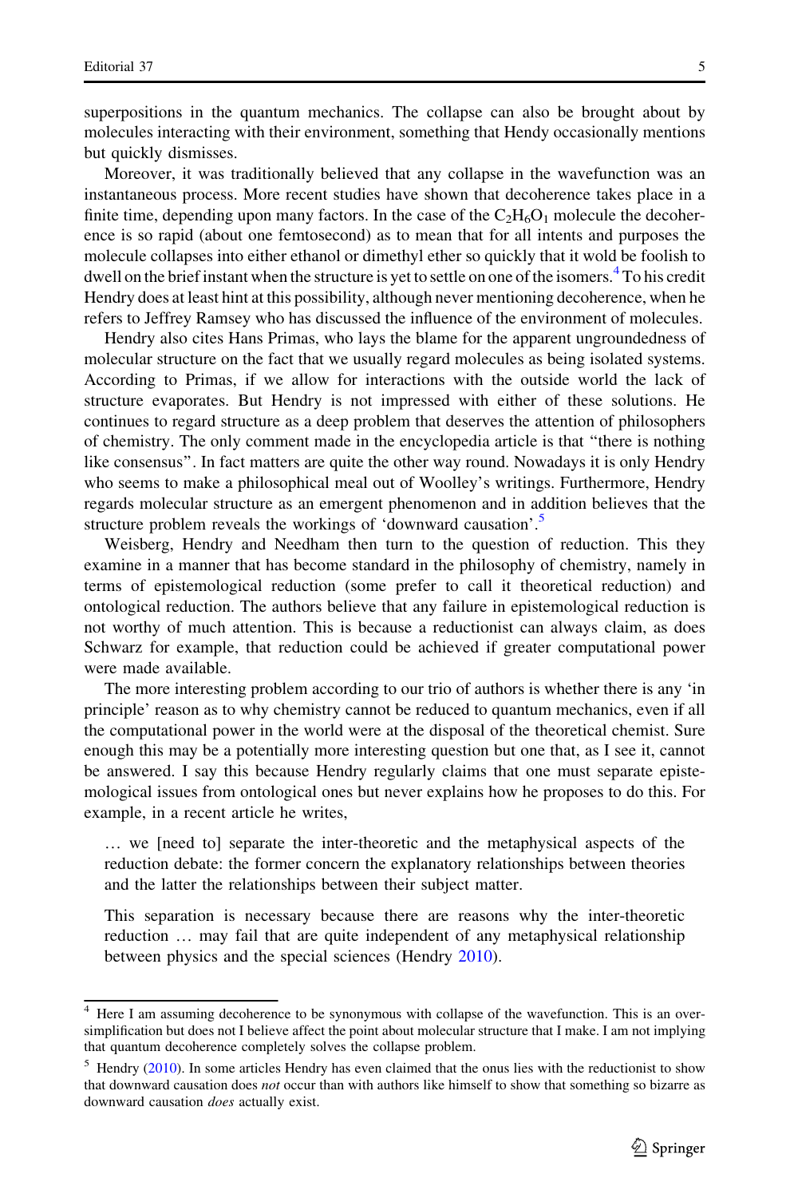superpositions in the quantum mechanics. The collapse can also be brought about by molecules interacting with their environment, something that Hendy occasionally mentions but quickly dismisses.

Moreover, it was traditionally believed that any collapse in the wavefunction was an instantaneous process. More recent studies have shown that decoherence takes place in a finite time, depending upon many factors. In the case of the $C_2H_6O_1$ molecule the decoherence is so rapid (about one femtosecond) as to mean that for all intents and purposes the molecule collapses into either ethanol or dimethyl ether so quickly that it wold be foolish to dwell on the brief instant when the structure is yet to settle on one of the isomers.[4] To his credit Hendry does at least hint at this possibility, although never mentioning decoherence, when he refers to Jeffrey Ramsey who has discussed the influence of the environment of molecules.

Hendry also cites Hans Primas, who lays the blame for the apparent ungroundedness of molecular structure on the fact that we usually regard molecules as being isolated systems. According to Primas, if we allow for interactions with the outside world the lack of structure evaporates. But Hendry is not impressed with either of these solutions. He continues to regard structure as a deep problem that deserves the attention of philosophers of chemistry. The only comment made in the encyclopedia article is that "there is nothing like consensus". In fact matters are quite the other way round. Nowadays it is only Hendry who seems to make a philosophical meal out of Woolley's writings. Furthermore, Hendry regards molecular structure as an emergent phenomenon and in addition believes that the structure problem reveals the workings of 'downward causation'.[5]

Weisberg, Hendry and Needham then turn to the question of reduction. This they examine in a manner that has become standard in the philosophy of chemistry, namely in terms of epistemological reduction (some prefer to call it theoretical reduction) and ontological reduction. The authors believe that any failure in epistemological reduction is not worthy of much attention. This is because a reductionist can always claim, as does Schwarz for example, that reduction could be achieved if greater computational power were made available.

The more interesting problem according to our trio of authors is whether there is any 'in principle' reason as to why chemistry cannot be reduced to quantum mechanics, even if all the computational power in the world were at the disposal of the theoretical chemist. Sure enough this may be a potentially more interesting question but one that, as I see it, cannot be answered. I say this because Hendry regularly claims that one must separate epistemological issues from ontological ones but never explains how he proposes to do this. For example, in a recent article he writes,

> … we [need to] separate the inter-theoretic and the metaphysical aspects of the reduction debate: the former concern the explanatory relationships between theories and the latter the relationships between their subject matter.
>
> This separation is necessary because there are reasons why the inter-theoretic reduction … may fail that are quite independent of any metaphysical relationship between physics and the special sciences (Hendry 2010).

---

[4] Here I am assuming decoherence to be synonymous with collapse of the wavefunction. This is an over-simplification but does not I believe affect the point about molecular structure that I make. I am not implying that quantum decoherence completely solves the collapse problem.

[5] Hendry (2010). In some articles Hendry has even claimed that the onus lies with the reductionist to show that downward causation does *not* occur than with authors like himself to show that something so bizarre as downward causation *does* actually exist.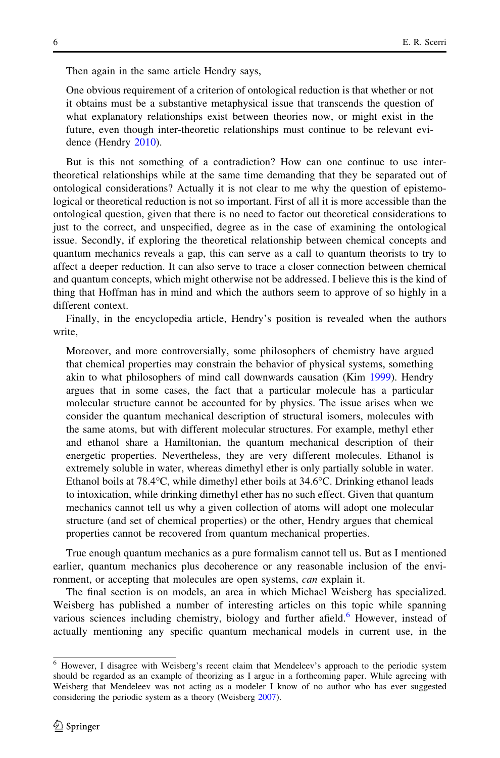Then again in the same article Hendry says,

> One obvious requirement of a criterion of ontological reduction is that whether or not it obtains must be a substantive metaphysical issue that transcends the question of what explanatory relationships exist between theories now, or might exist in the future, even though inter-theoretic relationships must continue to be relevant evidence (Hendry 2010).

But is this not something of a contradiction? How can one continue to use inter-theoretical relationships while at the same time demanding that they be separated out of ontological considerations? Actually it is not clear to me why the question of epistemological or theoretical reduction is not so important. First of all it is more accessible than the ontological question, given that there is no need to factor out theoretical considerations to just to the correct, and unspecified, degree as in the case of examining the ontological issue. Secondly, if exploring the theoretical relationship between chemical concepts and quantum mechanics reveals a gap, this can serve as a call to quantum theorists to try to affect a deeper reduction. It can also serve to trace a closer connection between chemical and quantum concepts, which might otherwise not be addressed. I believe this is the kind of thing that Hoffman has in mind and which the authors seem to approve of so highly in a different context.

Finally, in the encyclopedia article, Hendry's position is revealed when the authors write,

> Moreover, and more controversially, some philosophers of chemistry have argued that chemical properties may constrain the behavior of physical systems, something akin to what philosophers of mind call downwards causation (Kim 1999). Hendry argues that in some cases, the fact that a particular molecule has a particular molecular structure cannot be accounted for by physics. The issue arises when we consider the quantum mechanical description of structural isomers, molecules with the same atoms, but with different molecular structures. For example, methyl ether and ethanol share a Hamiltonian, the quantum mechanical description of their energetic properties. Nevertheless, they are very different molecules. Ethanol is extremely soluble in water, whereas dimethyl ether is only partially soluble in water. Ethanol boils at 78.4°C, while dimethyl ether boils at 34.6°C. Drinking ethanol leads to intoxication, while drinking dimethyl ether has no such effect. Given that quantum mechanics cannot tell us why a given collection of atoms will adopt one molecular structure (and set of chemical properties) or the other, Hendry argues that chemical properties cannot be recovered from quantum mechanical properties.

True enough quantum mechanics as a pure formalism cannot tell us. But as I mentioned earlier, quantum mechanics plus decoherence or any reasonable inclusion of the environment, or accepting that molecules are open systems, *can* explain it.

The final section is on models, an area in which Michael Weisberg has specialized. Weisberg has published a number of interesting articles on this topic while spanning various sciences including chemistry, biology and further afield.[6] However, instead of actually mentioning any specific quantum mechanical models in current use, in the

---

[6] However, I disagree with Weisberg's recent claim that Mendeleev's approach to the periodic system should be regarded as an example of theorizing as I argue in a forthcoming paper. While agreeing with Weisberg that Mendeleev was not acting as a modeler I know of no author who has ever suggested considering the periodic system as a theory (Weisberg 2007).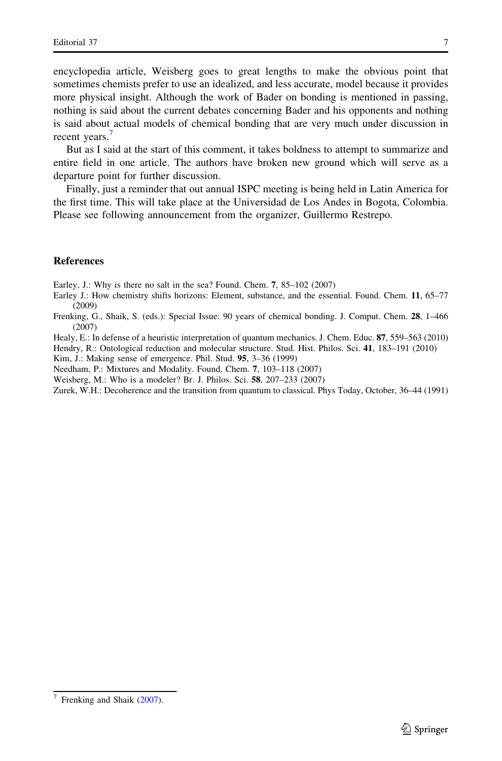encyclopedia article, Weisberg goes to great lengths to make the obvious point that sometimes chemists prefer to use an idealized, and less accurate, model because it provides more physical insight. Although the work of Bader on bonding is mentioned in passing, nothing is said about the current debates concerning Bader and his opponents and nothing is said about actual models of chemical bonding that are very much under discussion in recent years.[7]

But as I said at the start of this comment, it takes boldness to attempt to summarize and entire field in one article. The authors have broken new ground which will serve as a departure point for further discussion.

Finally, just a reminder that out annual ISPC meeting is being held in Latin America for the first time. This will take place at the Universidad de Los Andes in Bogota, Colombia. Please see following announcement from the organizer, Guillermo Restrepo.

## References

Earley, J.: Why is there no salt in the sea? Found. Chem. **7**, 85–102 (2007)

Earley J.: How chemistry shifts horizons: Element, substance, and the essential. Found. Chem. **11**, 65–77 (2009)

Frenking, G., Shaik, S. (eds.): Special Issue: 90 years of chemical bonding. J. Comput. Chem. **28**, 1–466 (2007)

Healy, E.: In defense of a heuristic interpretation of quantum mechanics. J. Chem. Educ. **87**, 559–563 (2010)

Hendry, R.: Ontological reduction and molecular structure. Stud. Hist. Philos. Sci. **41**, 183–191 (2010)

Kim, J.: Making sense of emergence. Phil. Stud. **95**, 3–36 (1999)

Needham, P.: Mixtures and Modality. Found. Chem. **7**, 103–118 (2007)

Weisberg, M.: Who is a modeler? Br. J. Philos. Sci. **58**, 207–233 (2007)

Zurek, W.H.: Decoherence and the transition from quantum to classical. Phys Today, October, 36–44 (1991)

---

[7] Frenking and Shaik (2007).